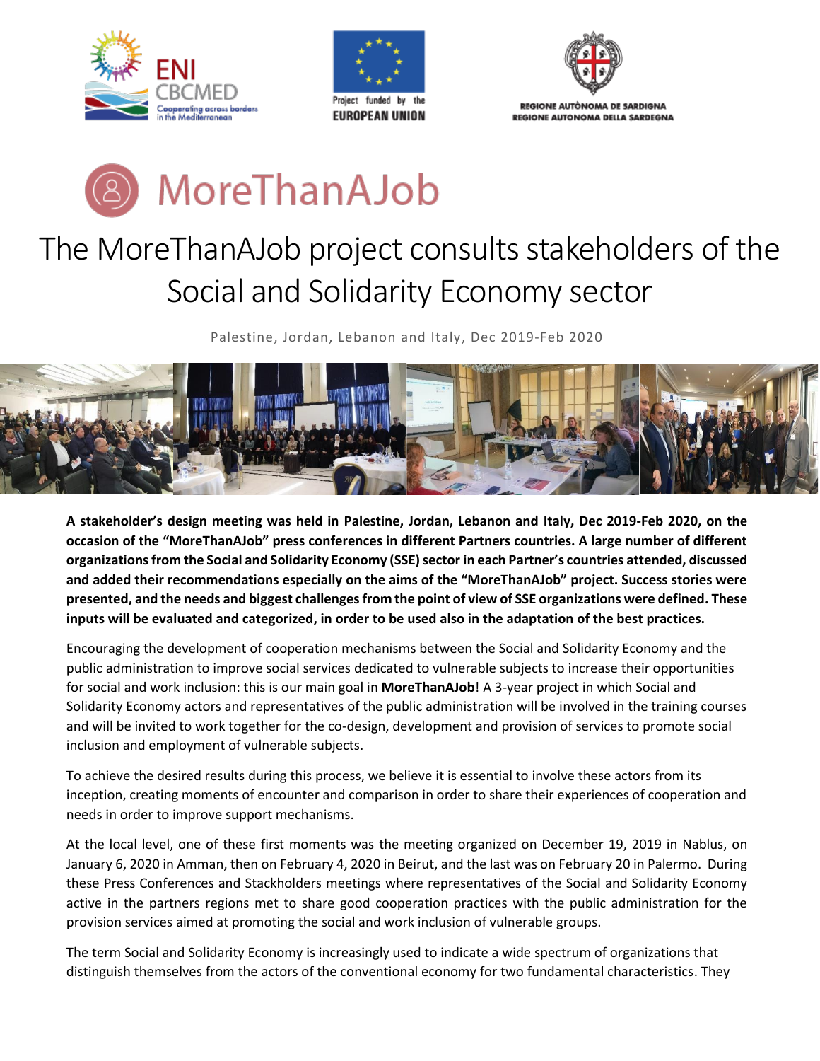ENI CBCMED
Cooperating across borders in the Mediterranean

Project funded by the EUROPEAN UNION

REGIONE AUTÒNOMA DE SARDIGNA
REGIONE AUTONOMA DELLA SARDEGNA

# MoreThanAJob

# The MoreThanAJob project consults stakeholders of the Social and Solidarity Economy sector

Palestine, Jordan, Lebanon and Italy, Dec 2019-Feb 2020

**A stakeholder's design meeting was held in Palestine, Jordan, Lebanon and Italy, Dec 2019-Feb 2020, on the occasion of the "MoreThanAJob" press conferences in different Partners countries. A large number of different organizations from the Social and Solidarity Economy (SSE) sector in each Partner's countries attended, discussed and added their recommendations especially on the aims of the "MoreThanAJob" project. Success stories were presented, and the needs and biggest challenges from the point of view of SSE organizations were defined. These inputs will be evaluated and categorized, in order to be used also in the adaptation of the best practices.**

Encouraging the development of cooperation mechanisms between the Social and Solidarity Economy and the public administration to improve social services dedicated to vulnerable subjects to increase their opportunities for social and work inclusion: this is our main goal in **MoreThanAJob**! A 3-year project in which Social and Solidarity Economy actors and representatives of the public administration will be involved in the training courses and will be invited to work together for the co-design, development and provision of services to promote social inclusion and employment of vulnerable subjects.

To achieve the desired results during this process, we believe it is essential to involve these actors from its inception, creating moments of encounter and comparison in order to share their experiences of cooperation and needs in order to improve support mechanisms.

At the local level, one of these first moments was the meeting organized on December 19, 2019 in Nablus, on January 6, 2020 in Amman, then on February 4, 2020 in Beirut, and the last was on February 20 in Palermo. During these Press Conferences and Stackholders meetings where representatives of the Social and Solidarity Economy active in the partners regions met to share good cooperation practices with the public administration for the provision services aimed at promoting the social and work inclusion of vulnerable groups.

The term Social and Solidarity Economy is increasingly used to indicate a wide spectrum of organizations that distinguish themselves from the actors of the conventional economy for two fundamental characteristics. They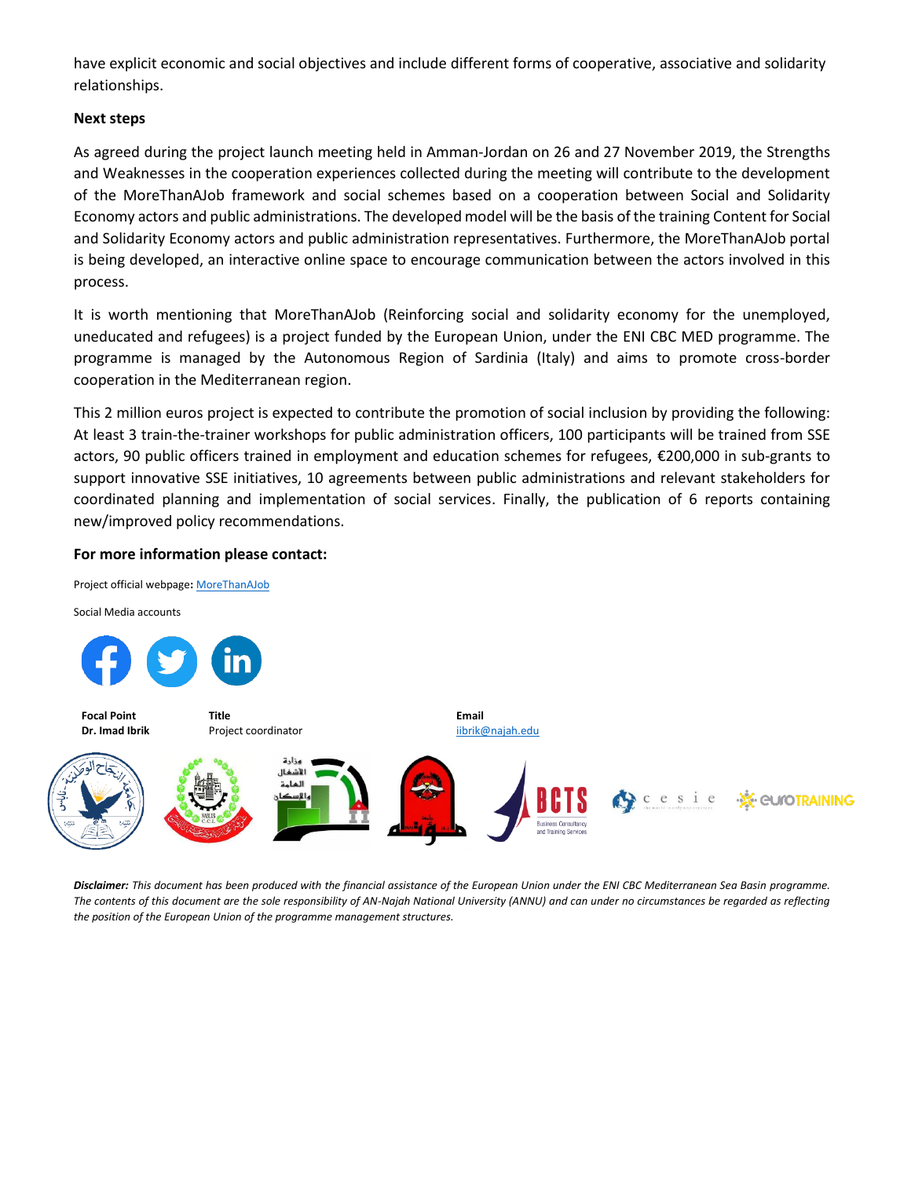have explicit economic and social objectives and include different forms of cooperative, associative and solidarity relationships.

**Next steps**

As agreed during the project launch meeting held in Amman-Jordan on 26 and 27 November 2019, the Strengths and Weaknesses in the cooperation experiences collected during the meeting will contribute to the development of the MoreThanAJob framework and social schemes based on a cooperation between Social and Solidarity Economy actors and public administrations. The developed model will be the basis of the training Content for Social and Solidarity Economy actors and public administration representatives. Furthermore, the MoreThanAJob portal is being developed, an interactive online space to encourage communication between the actors involved in this process.

It is worth mentioning that MoreThanAJob (Reinforcing social and solidarity economy for the unemployed, uneducated and refugees) is a project funded by the European Union, under the ENI CBC MED programme. The programme is managed by the Autonomous Region of Sardinia (Italy) and aims to promote cross-border cooperation in the Mediterranean region.

This 2 million euros project is expected to contribute the promotion of social inclusion by providing the following: At least 3 train-the-trainer workshops for public administration officers, 100 participants will be trained from SSE actors, 90 public officers trained in employment and education schemes for refugees, €200,000 in sub-grants to support innovative SSE initiatives, 10 agreements between public administrations and relevant stakeholders for coordinated planning and implementation of social services. Finally, the publication of 6 reports containing new/improved policy recommendations.

**For more information please contact:**

Project official webpage**:** [MoreThanAJob]

Social Media accounts

| Focal Point | Title | Email |
|---|---|---|
| Dr. Imad Ibrik | Project coordinator | iibrik@najah.edu |

***Disclaimer:*** *This document has been produced with the financial assistance of the European Union under the ENI CBC Mediterranean Sea Basin programme. The contents of this document are the sole responsibility of AN-Najah National University (ANNU) and can under no circumstances be regarded as reflecting the position of the European Union of the programme management structures.*